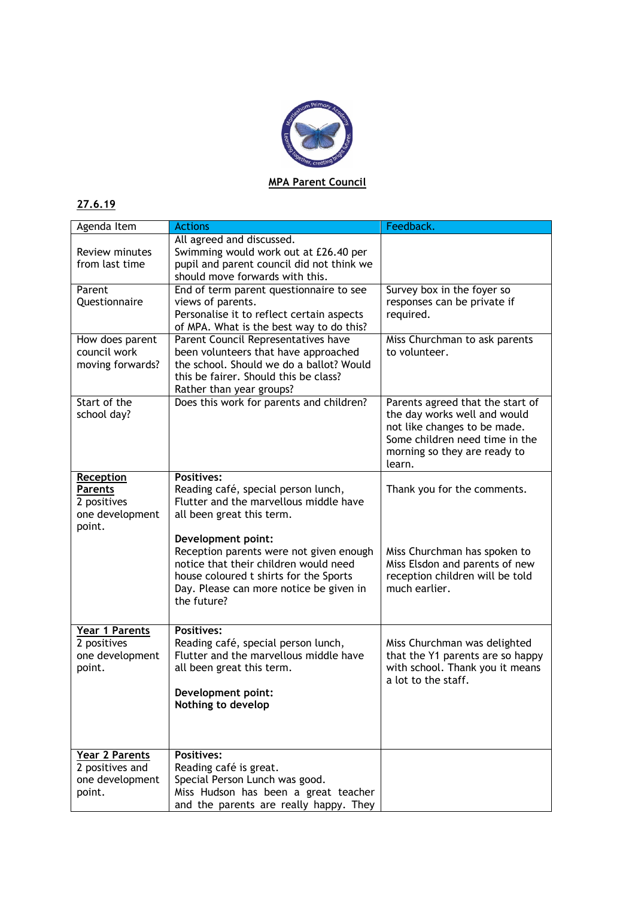**MPA Parent Council**

**27.6.19**

| Agenda Item | Actions | Feedback. |
|---|---|---|
| Review minutes from last time | All agreed and discussed.<br>Swimming would work out at £26.40 per pupil and parent council did not think we should move forwards with this. | |
| Parent Questionnaire | End of term parent questionnaire to see views of parents.<br>Personalise it to reflect certain aspects of MPA. What is the best way to do this? | Survey box in the foyer so responses can be private if required. |
| How does parent council work moving forwards? | Parent Council Representatives have been volunteers that have approached the school. Should we do a ballot? Would this be fairer. Should this be class? Rather than year groups? | Miss Churchman to ask parents to volunteer. |
| Start of the school day? | Does this work for parents and children? | Parents agreed that the start of the day works well and would not like changes to be made. Some children need time in the morning so they are ready to learn. |
| **Reception Parents**<br>2 positives one development point. | **Positives:**<br>Reading café, special person lunch, Flutter and the marvellous middle have all been great this term.<br><br>**Development point:**<br>Reception parents were not given enough notice that their children would need house coloured t shirts for the Sports Day. Please can more notice be given in the future? | Thank you for the comments.<br><br>Miss Churchman has spoken to Miss Elsdon and parents of new reception children will be told much earlier. |
| **Year 1 Parents**<br>2 positives one development point. | **Positives:**<br>Reading café, special person lunch, Flutter and the marvellous middle have all been great this term.<br><br>**Development point:**<br>**Nothing to develop** | Miss Churchman was delighted that the Y1 parents are so happy with school. Thank you it means a lot to the staff. |
| **Year 2 Parents**<br>2 positives and one development point. | **Positives:**<br>Reading café is great.<br>Special Person Lunch was good.<br>Miss Hudson has been a great teacher and the parents are really happy. They | |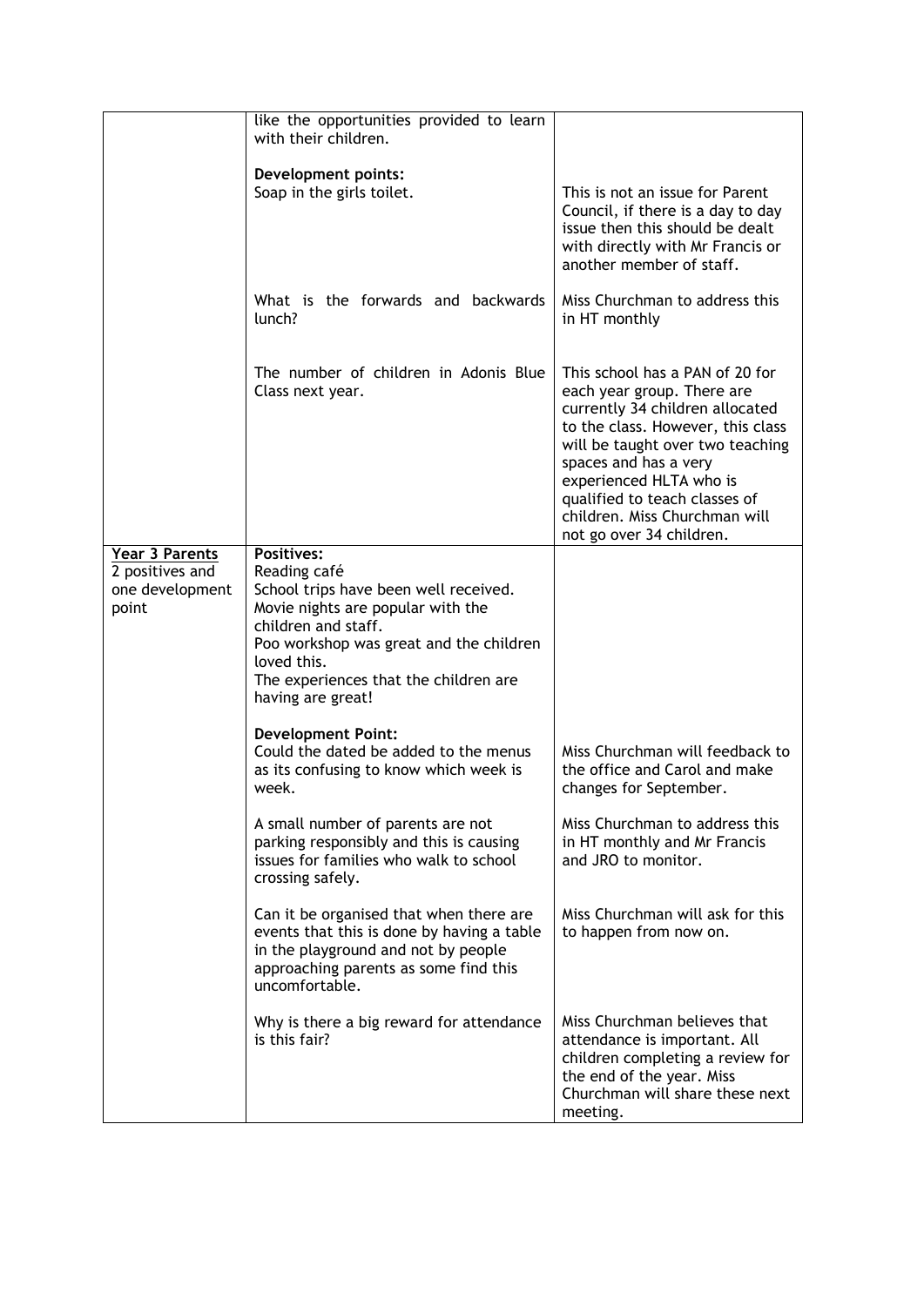| | | |
|---|---|---|
| | like the opportunities provided to learn with their children.<br><br>**Development points:**<br>Soap in the girls toilet. | <br><br><br>This is not an issue for Parent Council, if there is a day to day issue then this should be dealt with directly with Mr Francis or another member of staff. |
| | What is the forwards and backwards lunch? | Miss Churchman to address this in HT monthly |
| | The number of children in Adonis Blue Class next year. | This school has a PAN of 20 for each year group. There are currently 34 children allocated to the class. However, this class will be taught over two teaching spaces and has a very experienced HLTA who is qualified to teach classes of children. Miss Churchman will not go over 34 children. |
| <u>**Year 3 Parents**</u><br>2 positives and one development point | **Positives:**<br>Reading café<br>School trips have been well received.<br>Movie nights are popular with the children and staff.<br>Poo workshop was great and the children loved this.<br>The experiences that the children are having are great! | |
| | **Development Point:**<br>Could the dated be added to the menus as its confusing to know which week is week. | <br>Miss Churchman will feedback to the office and Carol and make changes for September. |
| | A small number of parents are not parking responsibly and this is causing issues for families who walk to school crossing safely. | Miss Churchman to address this in HT monthly and Mr Francis and JRO to monitor. |
| | Can it be organised that when there are events that this is done by having a table in the playground and not by people approaching parents as some find this uncomfortable. | Miss Churchman will ask for this to happen from now on. |
| | Why is there a big reward for attendance is this fair? | Miss Churchman believes that attendance is important. All children completing a review for the end of the year. Miss Churchman will share these next meeting. |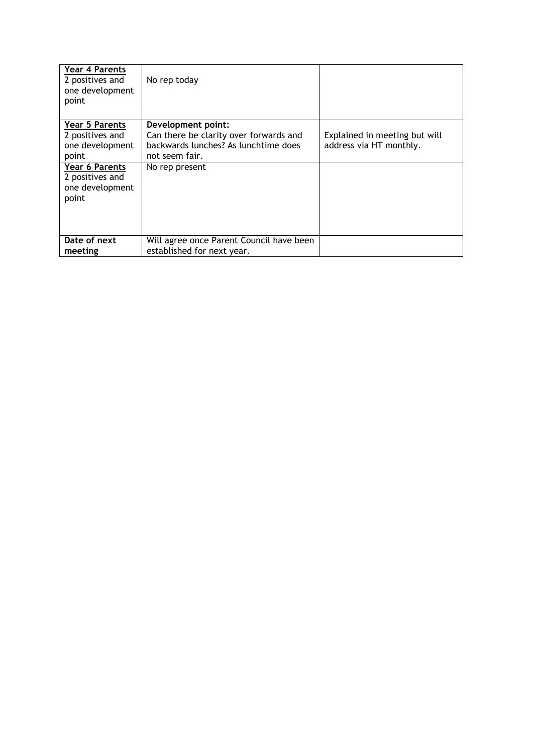| | | |
|---|---|---|
| **Year 4 Parents** 2 positives and one development point | No rep today | |
| **Year 5 Parents** 2 positives and one development point | **Development point:** Can there be clarity over forwards and backwards lunches? As lunchtime does not seem fair. | Explained in meeting but will address via HT monthly. |
| **Year 6 Parents** 2 positives and one development point | No rep present | |
| **Date of next meeting** | Will agree once Parent Council have been established for next year. | |